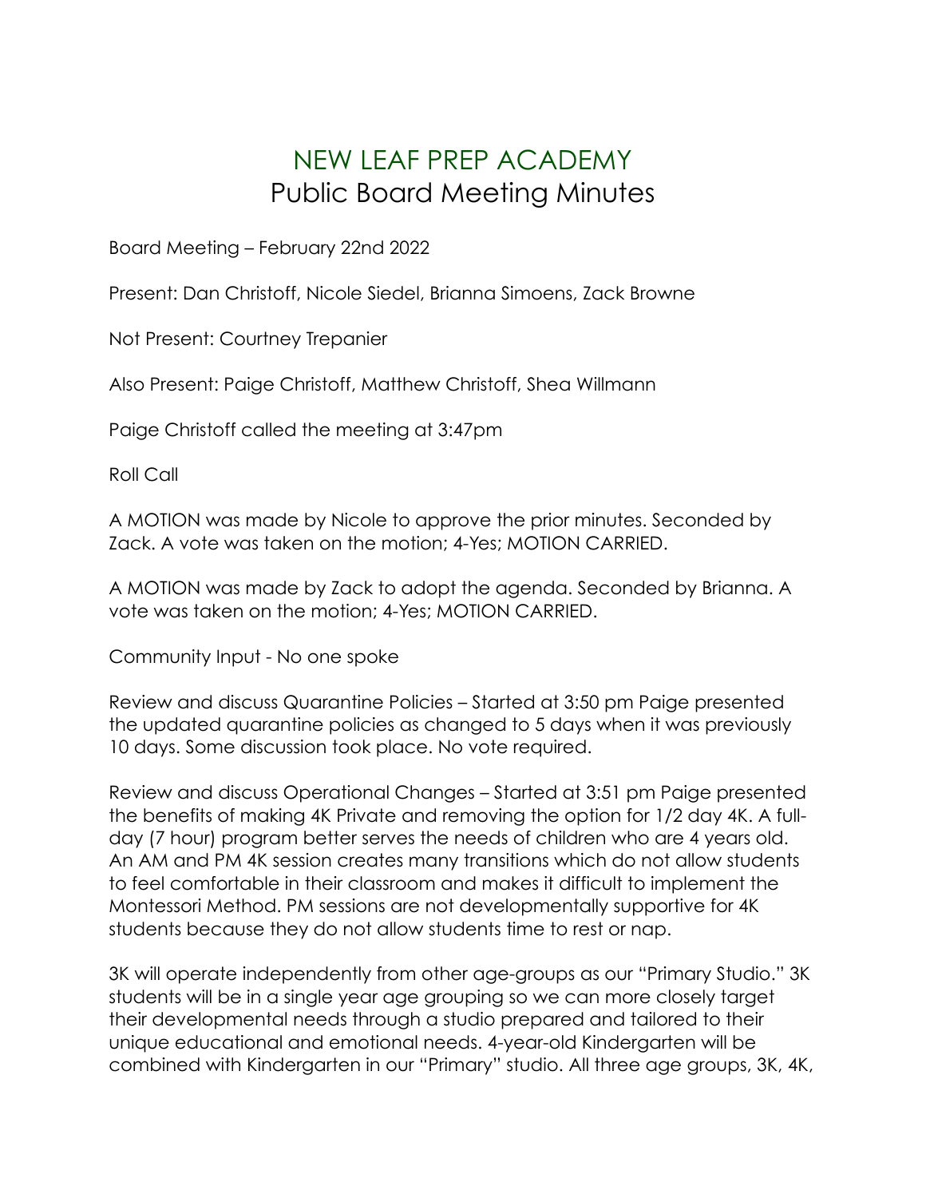# NEW LEAF PREP ACADEMY

## Public Board Meeting Minutes

Board Meeting – February 22nd 2022

Present: Dan Christoff, Nicole Siedel, Brianna Simoens, Zack Browne

Not Present: Courtney Trepanier

Also Present: Paige Christoff, Matthew Christoff, Shea Willmann

Paige Christoff called the meeting at 3:47pm

Roll Call

A MOTION was made by Nicole to approve the prior minutes. Seconded by Zack. A vote was taken on the motion; 4-Yes; MOTION CARRIED.

A MOTION was made by Zack to adopt the agenda. Seconded by Brianna. A vote was taken on the motion; 4-Yes; MOTION CARRIED.

Community Input - No one spoke

Review and discuss Quarantine Policies – Started at 3:50 pm Paige presented the updated quarantine policies as changed to 5 days when it was previously 10 days. Some discussion took place. No vote required.

Review and discuss Operational Changes – Started at 3:51 pm Paige presented the benefits of making 4K Private and removing the option for 1/2 day 4K. A full-day (7 hour) program better serves the needs of children who are 4 years old. An AM and PM 4K session creates many transitions which do not allow students to feel comfortable in their classroom and makes it difficult to implement the Montessori Method. PM sessions are not developmentally supportive for 4K students because they do not allow students time to rest or nap.

3K will operate independently from other age-groups as our "Primary Studio." 3K students will be in a single year age grouping so we can more closely target their developmental needs through a studio prepared and tailored to their unique educational and emotional needs. 4-year-old Kindergarten will be combined with Kindergarten in our "Primary" studio. All three age groups, 3K, 4K,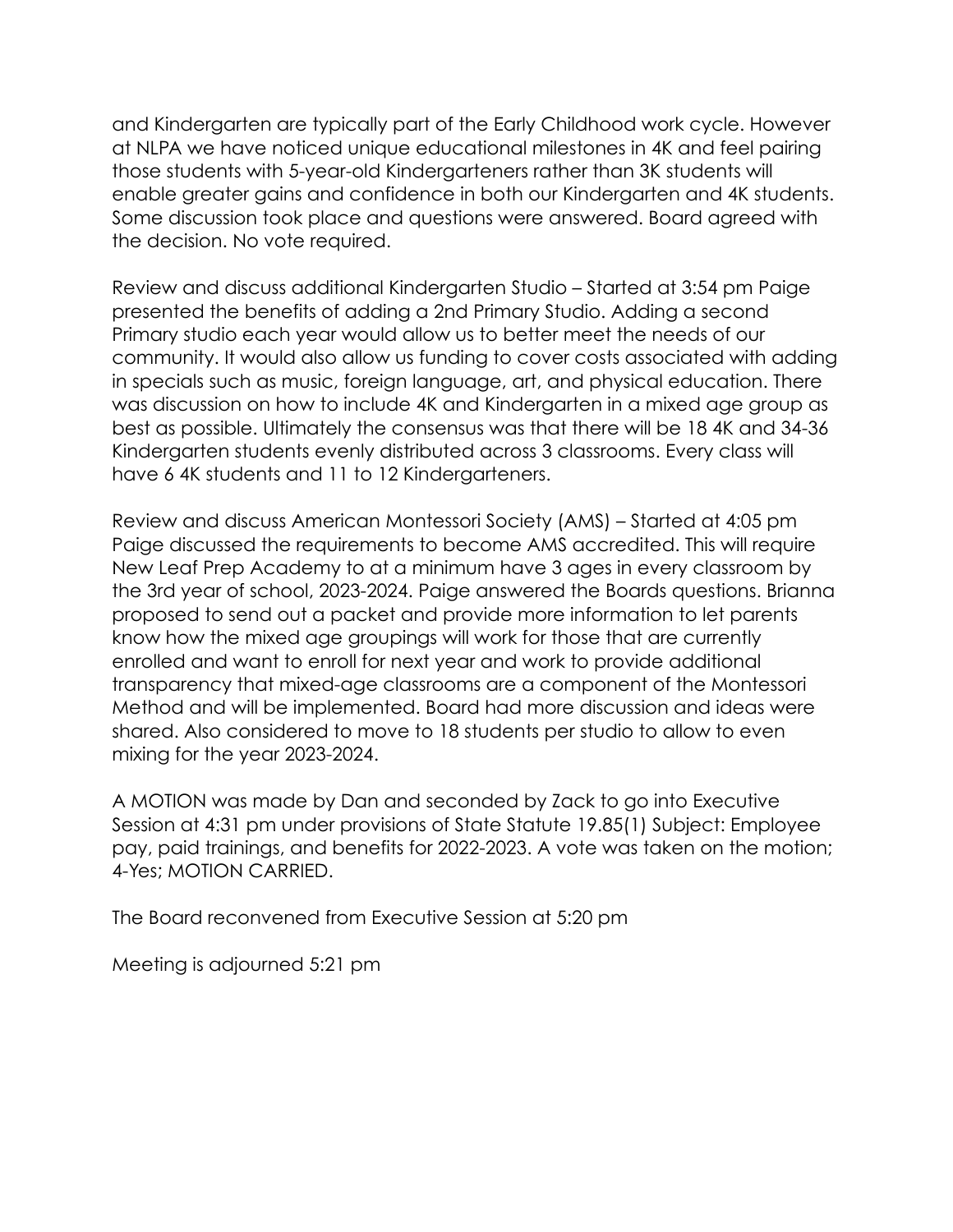and Kindergarten are typically part of the Early Childhood work cycle. However at NLPA we have noticed unique educational milestones in 4K and feel pairing those students with 5-year-old Kindergarteners rather than 3K students will enable greater gains and confidence in both our Kindergarten and 4K students. Some discussion took place and questions were answered. Board agreed with the decision. No vote required.

Review and discuss additional Kindergarten Studio – Started at 3:54 pm Paige presented the benefits of adding a 2nd Primary Studio. Adding a second Primary studio each year would allow us to better meet the needs of our community. It would also allow us funding to cover costs associated with adding in specials such as music, foreign language, art, and physical education. There was discussion on how to include 4K and Kindergarten in a mixed age group as best as possible. Ultimately the consensus was that there will be 18 4K and 34-36 Kindergarten students evenly distributed across 3 classrooms. Every class will have 6 4K students and 11 to 12 Kindergarteners.

Review and discuss American Montessori Society (AMS) – Started at 4:05 pm Paige discussed the requirements to become AMS accredited. This will require New Leaf Prep Academy to at a minimum have 3 ages in every classroom by the 3rd year of school, 2023-2024. Paige answered the Boards questions. Brianna proposed to send out a packet and provide more information to let parents know how the mixed age groupings will work for those that are currently enrolled and want to enroll for next year and work to provide additional transparency that mixed-age classrooms are a component of the Montessori Method and will be implemented. Board had more discussion and ideas were shared. Also considered to move to 18 students per studio to allow to even mixing for the year 2023-2024.

A MOTION was made by Dan and seconded by Zack to go into Executive Session at 4:31 pm under provisions of State Statute 19.85(1) Subject: Employee pay, paid trainings, and benefits for 2022-2023. A vote was taken on the motion; 4-Yes; MOTION CARRIED.

The Board reconvened from Executive Session at 5:20 pm

Meeting is adjourned 5:21 pm